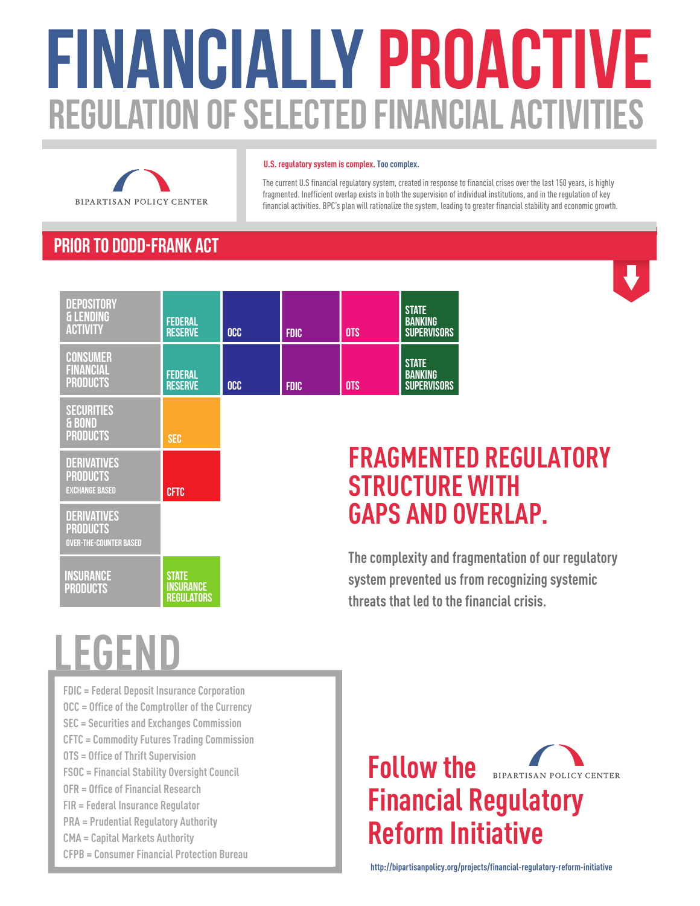# FINANCIALLY PROACTIVE

## REGULATION OF SELECTED FINANCIAL ACTIVITIES

BIPARTISAN POLICY CENTER

**U.S. regulatory system is complex. Too complex.**

The current U.S financial regulatory system, created in response to financial crises over the last 150 years, is highly fragmented. Inefficient overlap exists in both the supervision of individual institutions, and in the regulation of key financial activities. BPC's plan will rationalize the system, leading to greater financial stability and economic growth.

## PRIOR TO DODD-FRANK ACT

| Activity | | | | | |
|---|---|---|---|---|---|
| DEPOSITORY & LENDING ACTIVITY | FEDERAL RESERVE | OCC | FDIC | OTS | STATE BANKING SUPERVISORS |
| CONSUMER FINANCIAL PRODUCTS | FEDERAL RESERVE | OCC | FDIC | OTS | STATE BANKING SUPERVISORS |
| SECURITIES & BOND PRODUCTS | SEC | | | | |
| DERIVATIVES PRODUCTS EXCHANGE BASED | CFTC | | | | |
| DERIVATIVES PRODUCTS OVER-THE-COUNTER BASED | | | | | |
| INSURANCE PRODUCTS | STATE INSURANCE REGULATORS | | | | |

## FRAGMENTED REGULATORY STRUCTURE WITH GAPS AND OVERLAP.

The complexity and fragmentation of our regulatory system prevented us from recognizing systemic threats that led to the financial crisis.

## LEGEND

- FDIC = Federal Deposit Insurance Corporation
- OCC = Office of the Comptroller of the Currency
- SEC = Securities and Exchanges Commission
- CFTC = Commodity Futures Trading Commission
- OTS = Office of Thrift Supervision
- FSOC = Financial Stability Oversight Council
- OFR = Office of Financial Research
- FIR = Federal Insurance Regulator
- PRA = Prudential Regulatory Authority
- CMA = Capital Markets Authority
- CFPB = Consumer Financial Protection Bureau

**Follow the Financial Regulatory Reform Initiative**

BIPARTISAN POLICY CENTER

http://bipartisanpolicy.org/projects/financial-regulatory-reform-initiative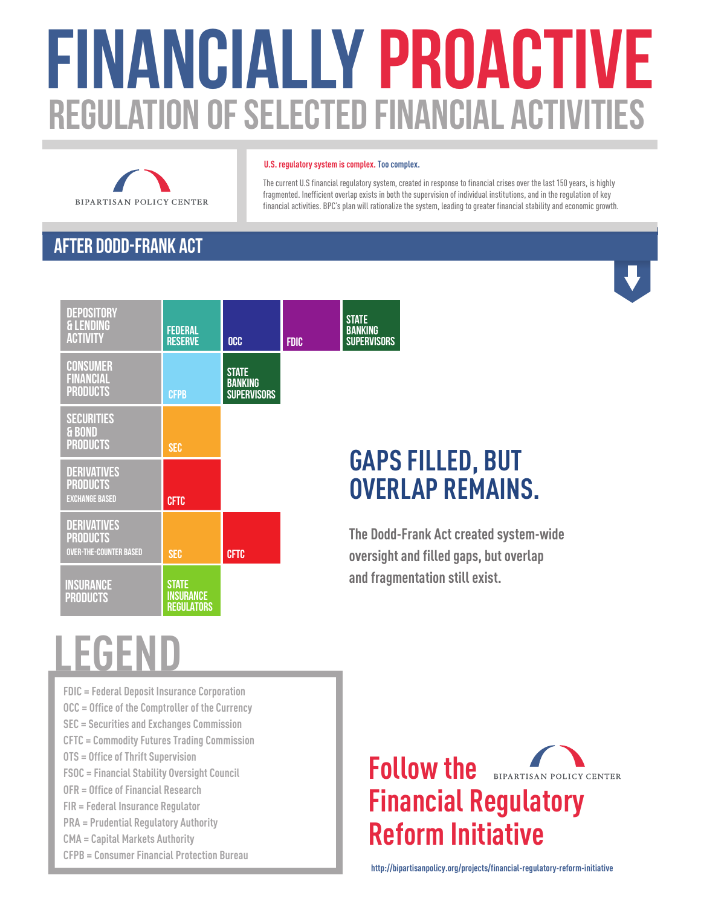# FINANCIALLY PROACTIVE

## REGULATION OF SELECTED FINANCIAL ACTIVITIES

BIPARTISAN POLICY CENTER

**U.S. regulatory system is complex. Too complex.**

The current U.S financial regulatory system, created in response to financial crises over the last 150 years, is highly fragmented. Inefficient overlap exists in both the supervision of individual institutions, and in the regulation of key financial activities. BPC's plan will rationalize the system, leading to greater financial stability and economic growth.

## AFTER DODD-FRANK ACT

| Activity | Regulators | | | |
|---|---|---|---|---|
| DEPOSITORY & LENDING ACTIVITY | FEDERAL RESERVE | OCC | FDIC | STATE BANKING SUPERVISORS |
| CONSUMER FINANCIAL PRODUCTS | CFPB | STATE BANKING SUPERVISORS | | |
| SECURITIES & BOND PRODUCTS | SEC | | | |
| DERIVATIVES PRODUCTS EXCHANGE BASED | CFTC | | | |
| DERIVATIVES PRODUCTS OVER-THE-COUNTER BASED | SEC | CFTC | | |
| INSURANCE PRODUCTS | STATE INSURANCE REGULATORS | | | |

## GAPS FILLED, BUT OVERLAP REMAINS.

The Dodd-Frank Act created system-wide oversight and filled gaps, but overlap and fragmentation still exist.

## LEGEND

- FDIC = Federal Deposit Insurance Corporation
- OCC = Office of the Comptroller of the Currency
- SEC = Securities and Exchanges Commission
- CFTC = Commodity Futures Trading Commission
- OTS = Office of Thrift Supervision
- FSOC = Financial Stability Oversight Council
- OFR = Office of Financial Research
- FIR = Federal Insurance Regulator
- PRA = Prudential Regulatory Authority
- CMA = Capital Markets Authority
- CFPB = Consumer Financial Protection Bureau

**Follow the Financial Regulatory Reform Initiative**

BIPARTISAN POLICY CENTER

http://bipartisanpolicy.org/projects/financial-regulatory-reform-initiative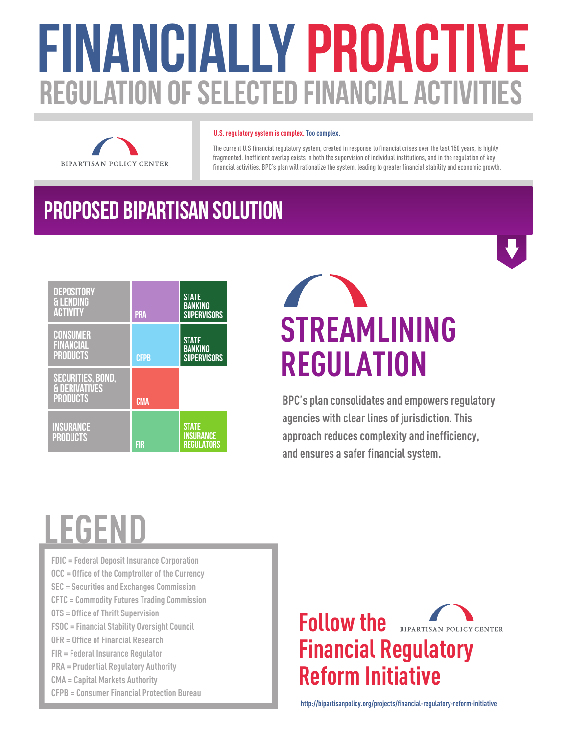# FINANCIALLY PROACTIVE

## REGULATION OF SELECTED FINANCIAL ACTIVITIES

BIPARTISAN POLICY CENTER

**U.S. regulatory system is complex. Too complex.**

The current U.S financial regulatory system, created in response to financial crises over the last 150 years, is highly fragmented. Inefficient overlap exists in both the supervision of individual institutions, and in the regulation of key financial activities. BPC's plan will rationalize the system, leading to greater financial stability and economic growth.

## PROPOSED BIPARTISAN SOLUTION

| | | |
|---|---|---|
| DEPOSITORY & LENDING ACTIVITY | PRA | STATE BANKING SUPERVISORS |
| CONSUMER FINANCIAL PRODUCTS | CFPB | STATE BANKING SUPERVISORS |
| SECURITIES, BOND, & DERIVATIVES PRODUCTS | CMA | |
| INSURANCE PRODUCTS | FIR | STATE INSURANCE REGULATORS |

## STREAMLINING REGULATION

**BPC's plan consolidates and empowers regulatory agencies with clear lines of jurisdiction. This approach reduces complexity and inefficiency, and ensures a safer financial system.**

## LEGEND

- FDIC = Federal Deposit Insurance Corporation
- OCC = Office of the Comptroller of the Currency
- SEC = Securities and Exchanges Commission
- CFTC = Commodity Futures Trading Commission
- OTS = Office of Thrift Supervision
- FSOC = Financial Stability Oversight Council
- OFR = Office of Financial Research
- FIR = Federal Insurance Regulator
- PRA = Prudential Regulatory Authority
- CMA = Capital Markets Authority
- CFPB = Consumer Financial Protection Bureau

**Follow the BIPARTISAN POLICY CENTER Financial Regulatory Reform Initiative**

http://bipartisanpolicy.org/projects/financial-regulatory-reform-initiative